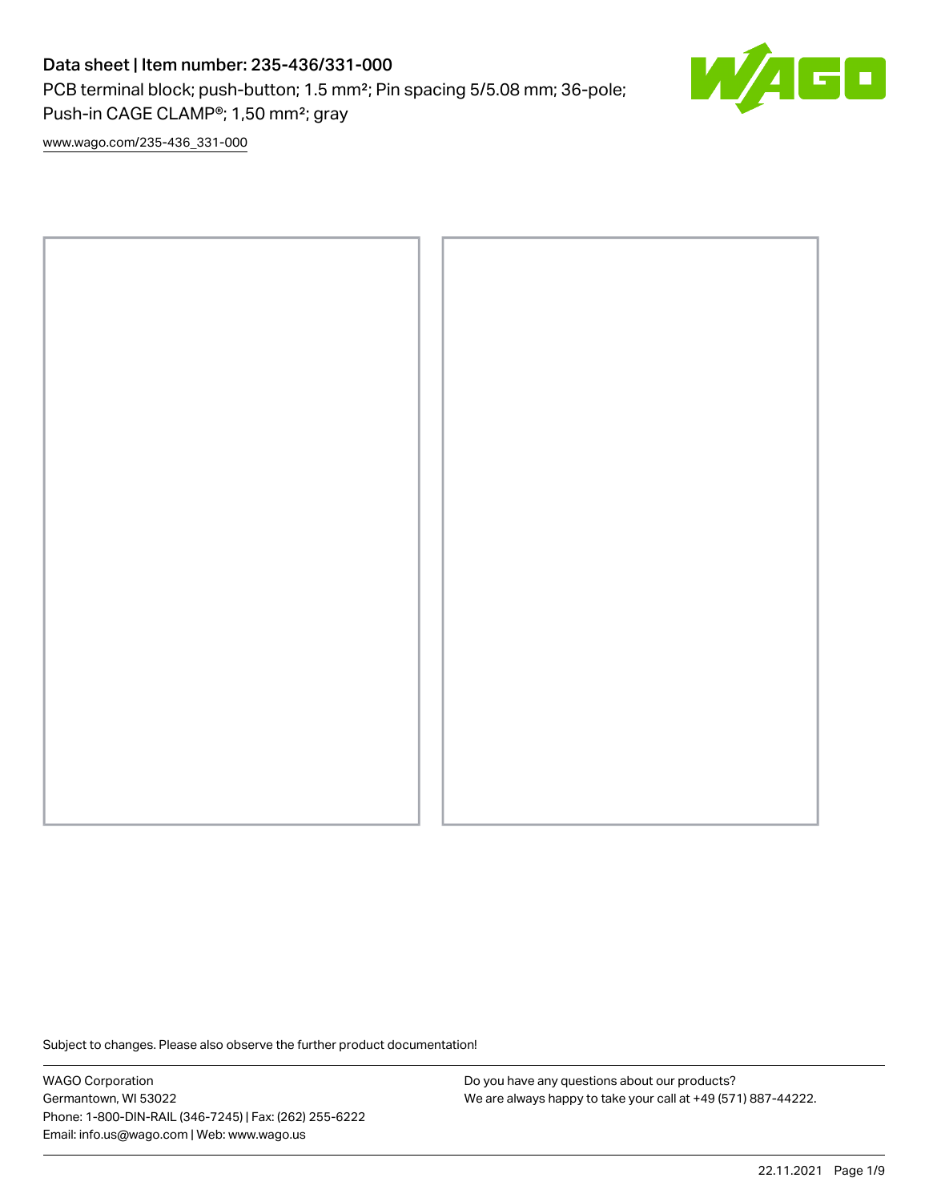# Data sheet | Item number: 235-436/331-000

PCB terminal block; push-button; 1.5 mm²; Pin spacing 5/5.08 mm; 36-pole; Push-in CAGE CLAMP®; 1,50 mm²; gray

www.wago.com/235-436_331-000

Subject to changes. Please also observe the further product documentation!

WAGO Corporation
Germantown, WI 53022
Phone: 1-800-DIN-RAIL (346-7245) | Fax: (262) 255-6222
Email: info.us@wago.com | Web: www.wago.us

Do you have any questions about our products?
We are always happy to take your call at +49 (571) 887-44222.

22.11.2021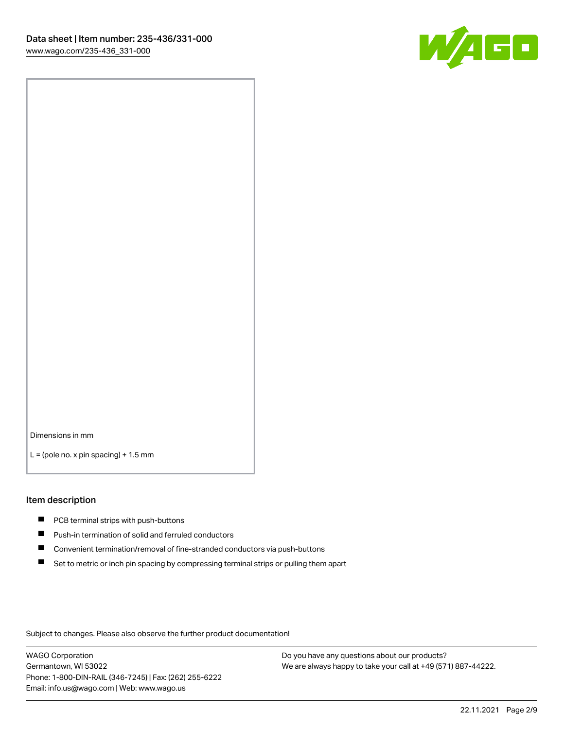Dimensions in mm

L = (pole no. x pin spacing) + 1.5 mm

## Item description

- PCB terminal strips with push-buttons
- Push-in termination of solid and ferruled conductors
- Convenient termination/removal of fine-stranded conductors via push-buttons
- Set to metric or inch pin spacing by compressing terminal strips or pulling them apart

Subject to changes. Please also observe the further product documentation!

WAGO Corporation
Germantown, WI 53022
Phone: 1-800-DIN-RAIL (346-7245) | Fax: (262) 255-6222
Email: info.us@wago.com | Web: www.wago.us

Do you have any questions about our products?
We are always happy to take your call at +49 (571) 887-44222.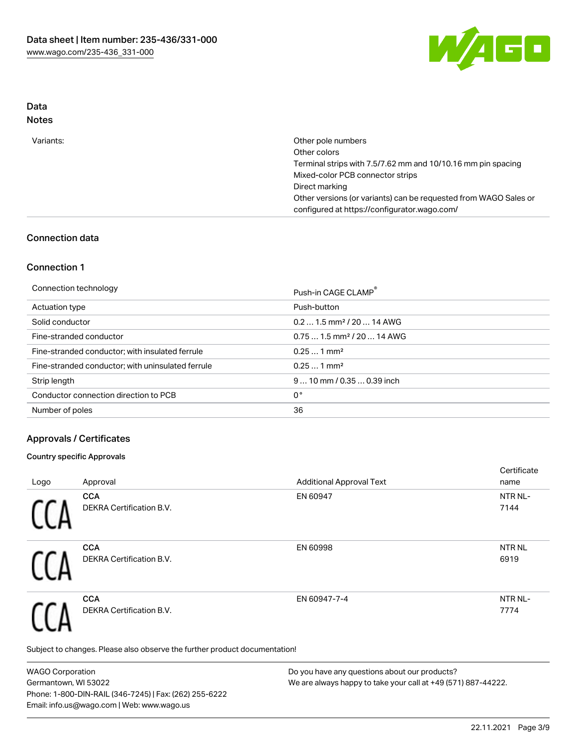## Data
### Notes

| | |
|---|---|
| Variants: | Other pole numbers<br>Other colors<br>Terminal strips with 7.5/7.62 mm and 10/10.16 mm pin spacing<br>Mixed-color PCB connector strips<br>Direct marking<br>Other versions (or variants) can be requested from WAGO Sales or configured at https://configurator.wago.com/ |

## Connection data

### Connection 1

| | |
|---|---|
| Connection technology | Push-in CAGE CLAMP® |
| Actuation type | Push-button |
| Solid conductor | 0.2 … 1.5 mm² / 20 … 14 AWG |
| Fine-stranded conductor | 0.75 … 1.5 mm² / 20 … 14 AWG |
| Fine-stranded conductor; with insulated ferrule | 0.25 … 1 mm² |
| Fine-stranded conductor; with uninsulated ferrule | 0.25 … 1 mm² |
| Strip length | 9 … 10 mm / 0.35 … 0.39 inch |
| Conductor connection direction to PCB | 0° |
| Number of poles | 36 |

## Approvals / Certificates

### Country specific Approvals

| Logo | Approval | Additional Approval Text | Certificate name |
|---|---|---|---|
| | **CCA**<br>DEKRA Certification B.V. | EN 60947 | NTR NL-7144 |
| | **CCA**<br>DEKRA Certification B.V. | EN 60998 | NTR NL 6919 |
| | **CCA**<br>DEKRA Certification B.V. | EN 60947-7-4 | NTR NL-7774 |

Subject to changes. Please also observe the further product documentation!

WAGO Corporation
Germantown, WI 53022
Phone: 1-800-DIN-RAIL (346-7245) | Fax: (262) 255-6222
Email: info.us@wago.com | Web: www.wago.us

Do you have any questions about our products?
We are always happy to take your call at +49 (571) 887-44222.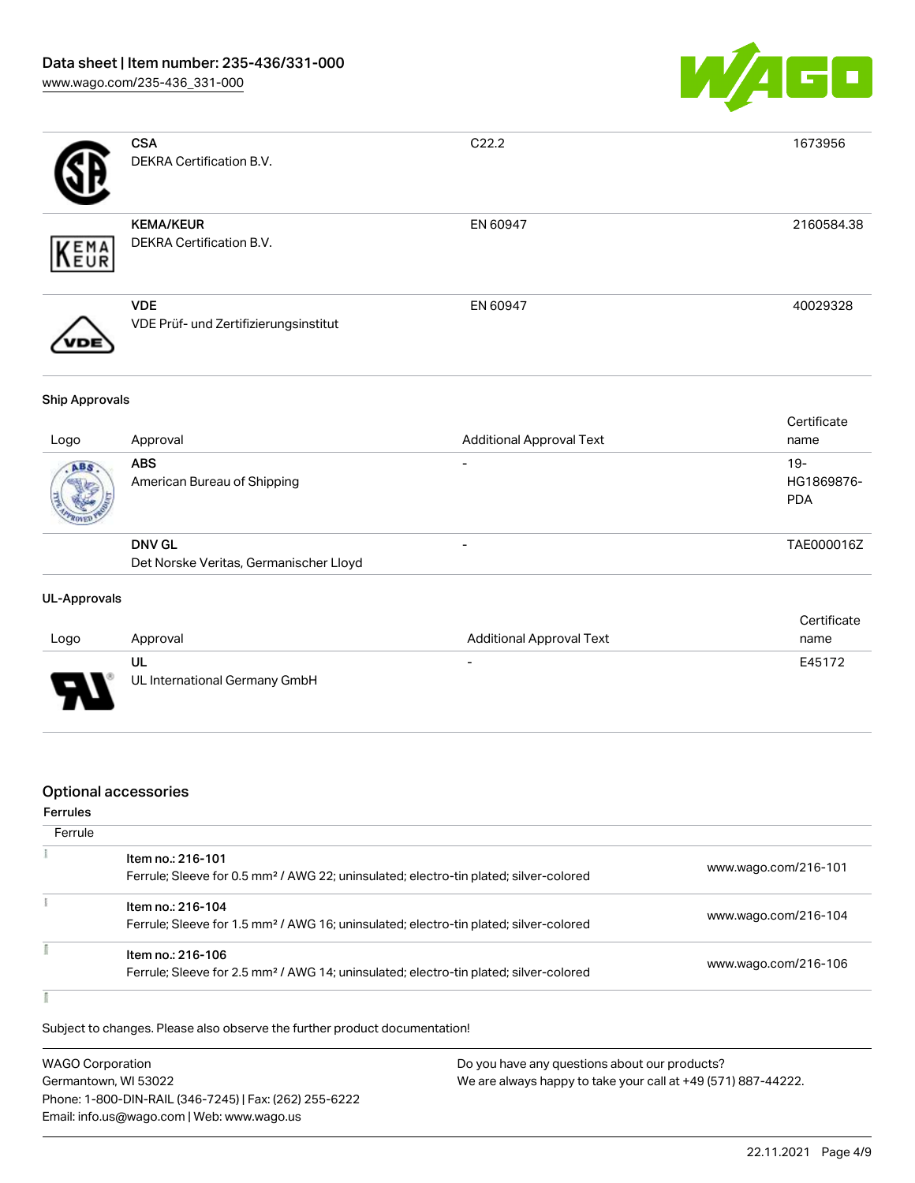| Logo | Approval | Additional Approval Text | Certificate name |
| --- | --- | --- | --- |
| | **CSA**<br>DEKRA Certification B.V. | C22.2 | 1673956 |
| | **KEMA/KEUR**<br>DEKRA Certification B.V. | EN 60947 | 2160584.38 |
| | **VDE**<br>VDE Prüf- und Zertifizierungsinstitut | EN 60947 | 40029328 |

### Ship Approvals

| Logo | Approval | Additional Approval Text | Certificate name |
| --- | --- | --- | --- |
| | **ABS**<br>American Bureau of Shipping | - | 19-HG1869876-PDA |
| | **DNV GL**<br>Det Norske Veritas, Germanischer Lloyd | - | TAE000016Z |

### UL-Approvals

| Logo | Approval | Additional Approval Text | Certificate name |
| --- | --- | --- | --- |
| | **UL**<br>UL International Germany GmbH | - | E45172 |

## Optional accessories

### Ferrules

| Ferrule | | |
| --- | --- | --- |
| | Item no.: 216-101<br>Ferrule; Sleeve for 0.5 mm² / AWG 22; uninsulated; electro-tin plated; silver-colored | www.wago.com/216-101 |
| | Item no.: 216-104<br>Ferrule; Sleeve for 1.5 mm² / AWG 16; uninsulated; electro-tin plated; silver-colored | www.wago.com/216-104 |
| | Item no.: 216-106<br>Ferrule; Sleeve for 2.5 mm² / AWG 14; uninsulated; electro-tin plated; silver-colored | www.wago.com/216-106 |

Subject to changes. Please also observe the further product documentation!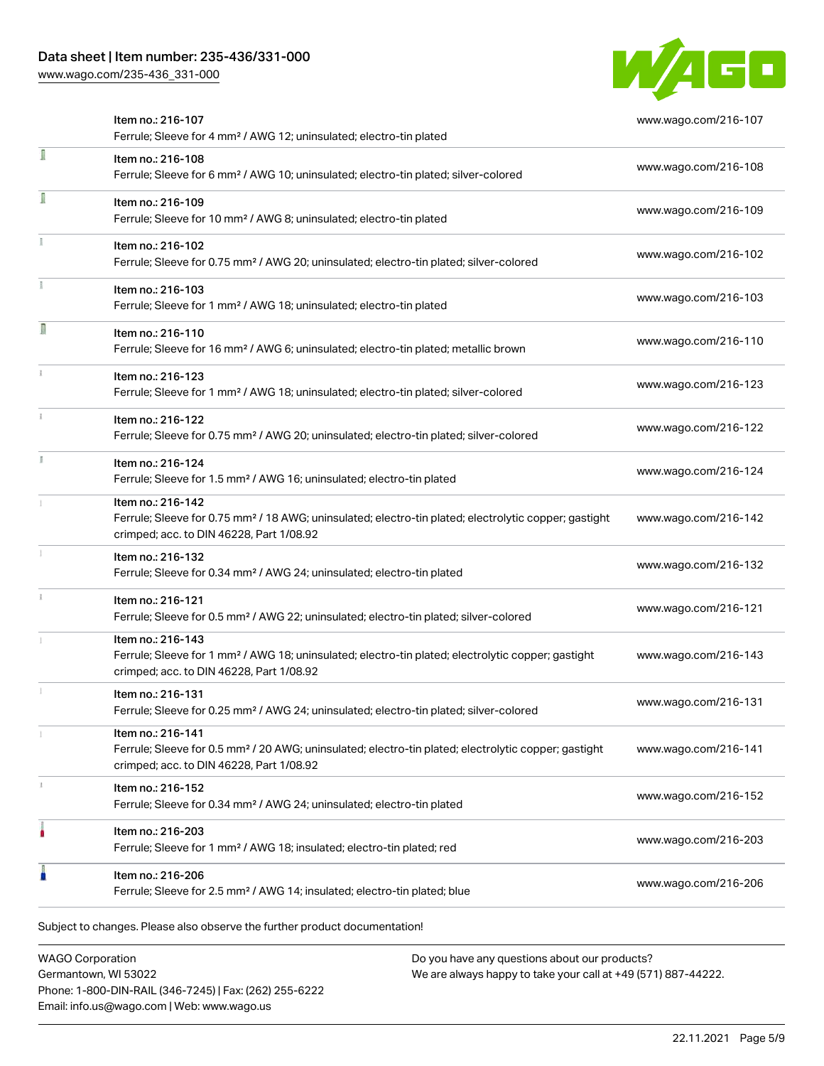| Item | Link |
|---|---|
| Item no.: 216-107<br>Ferrule; Sleeve for 4 mm² / AWG 12; uninsulated; electro-tin plated | www.wago.com/216-107 |
| Item no.: 216-108<br>Ferrule; Sleeve for 6 mm² / AWG 10; uninsulated; electro-tin plated; silver-colored | www.wago.com/216-108 |
| Item no.: 216-109<br>Ferrule; Sleeve for 10 mm² / AWG 8; uninsulated; electro-tin plated | www.wago.com/216-109 |
| Item no.: 216-102<br>Ferrule; Sleeve for 0.75 mm² / AWG 20; uninsulated; electro-tin plated; silver-colored | www.wago.com/216-102 |
| Item no.: 216-103<br>Ferrule; Sleeve for 1 mm² / AWG 18; uninsulated; electro-tin plated | www.wago.com/216-103 |
| Item no.: 216-110<br>Ferrule; Sleeve for 16 mm² / AWG 6; uninsulated; electro-tin plated; metallic brown | www.wago.com/216-110 |
| Item no.: 216-123<br>Ferrule; Sleeve for 1 mm² / AWG 18; uninsulated; electro-tin plated; silver-colored | www.wago.com/216-123 |
| Item no.: 216-122<br>Ferrule; Sleeve for 0.75 mm² / AWG 20; uninsulated; electro-tin plated; silver-colored | www.wago.com/216-122 |
| Item no.: 216-124<br>Ferrule; Sleeve for 1.5 mm² / AWG 16; uninsulated; electro-tin plated | www.wago.com/216-124 |
| Item no.: 216-142<br>Ferrule; Sleeve for 0.75 mm² / 18 AWG; uninsulated; electro-tin plated; electrolytic copper; gastight crimped; acc. to DIN 46228, Part 1/08.92 | www.wago.com/216-142 |
| Item no.: 216-132<br>Ferrule; Sleeve for 0.34 mm² / AWG 24; uninsulated; electro-tin plated | www.wago.com/216-132 |
| Item no.: 216-121<br>Ferrule; Sleeve for 0.5 mm² / AWG 22; uninsulated; electro-tin plated; silver-colored | www.wago.com/216-121 |
| Item no.: 216-143<br>Ferrule; Sleeve for 1 mm² / AWG 18; uninsulated; electro-tin plated; electrolytic copper; gastight crimped; acc. to DIN 46228, Part 1/08.92 | www.wago.com/216-143 |
| Item no.: 216-131<br>Ferrule; Sleeve for 0.25 mm² / AWG 24; uninsulated; electro-tin plated; silver-colored | www.wago.com/216-131 |
| Item no.: 216-141<br>Ferrule; Sleeve for 0.5 mm² / 20 AWG; uninsulated; electro-tin plated; electrolytic copper; gastight crimped; acc. to DIN 46228, Part 1/08.92 | www.wago.com/216-141 |
| Item no.: 216-152<br>Ferrule; Sleeve for 0.34 mm² / AWG 24; uninsulated; electro-tin plated | www.wago.com/216-152 |
| Item no.: 216-203<br>Ferrule; Sleeve for 1 mm² / AWG 18; insulated; electro-tin plated; red | www.wago.com/216-203 |
| Item no.: 216-206<br>Ferrule; Sleeve for 2.5 mm² / AWG 14; insulated; electro-tin plated; blue | www.wago.com/216-206 |

Subject to changes. Please also observe the further product documentation!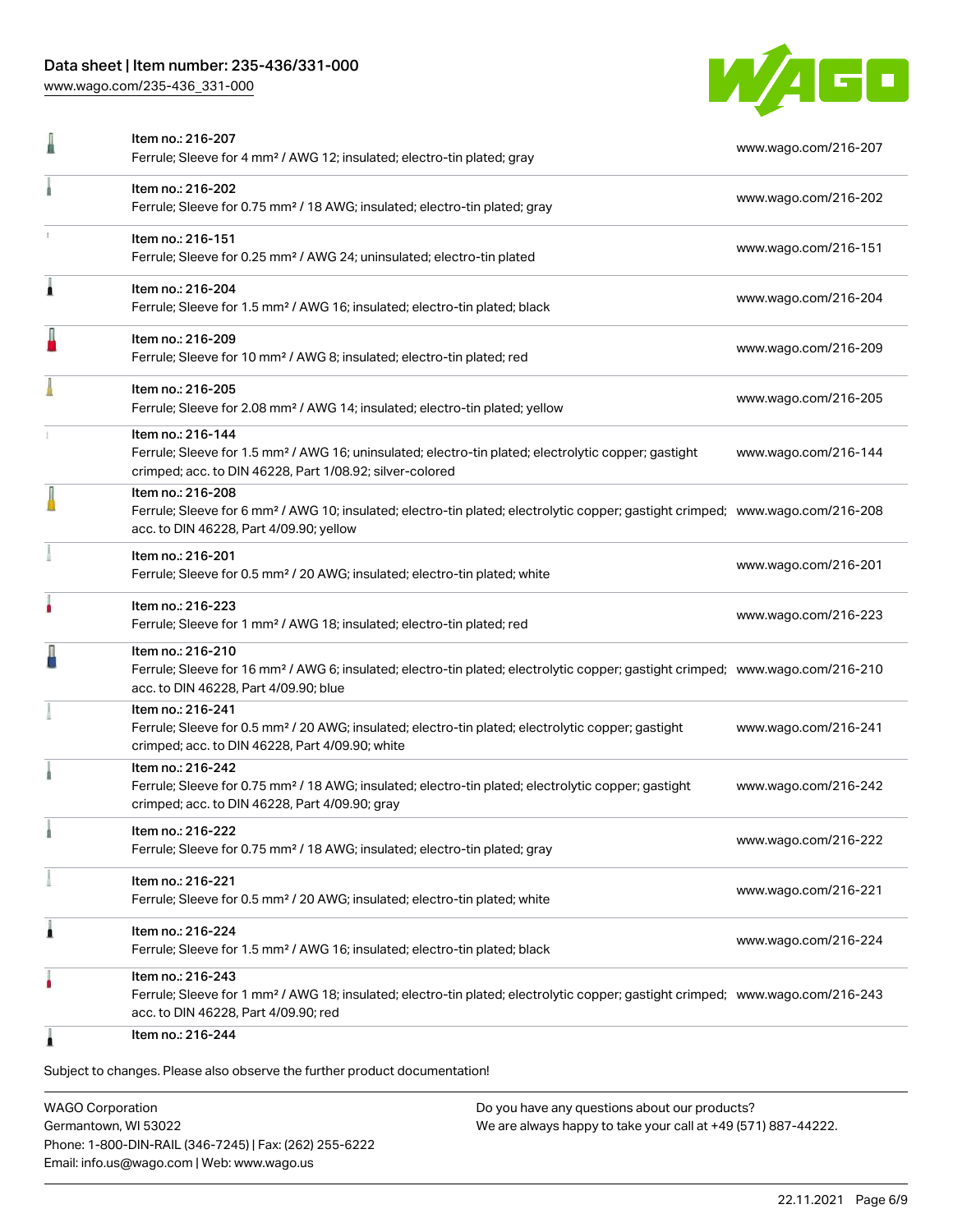| | | |
|---|---|---|
| | Item no.: 216-207<br>Ferrule; Sleeve for 4 mm² / AWG 12; insulated; electro-tin plated; gray | www.wago.com/216-207 |
| | Item no.: 216-202<br>Ferrule; Sleeve for 0.75 mm² / 18 AWG; insulated; electro-tin plated; gray | www.wago.com/216-202 |
| | Item no.: 216-151<br>Ferrule; Sleeve for 0.25 mm² / AWG 24; uninsulated; electro-tin plated | www.wago.com/216-151 |
| | Item no.: 216-204<br>Ferrule; Sleeve for 1.5 mm² / AWG 16; insulated; electro-tin plated; black | www.wago.com/216-204 |
| | Item no.: 216-209<br>Ferrule; Sleeve for 10 mm² / AWG 8; insulated; electro-tin plated; red | www.wago.com/216-209 |
| | Item no.: 216-205<br>Ferrule; Sleeve for 2.08 mm² / AWG 14; insulated; electro-tin plated; yellow | www.wago.com/216-205 |
| | Item no.: 216-144<br>Ferrule; Sleeve for 1.5 mm² / AWG 16; uninsulated; electro-tin plated; electrolytic copper; gastight crimped; acc. to DIN 46228, Part 1/08.92; silver-colored | www.wago.com/216-144 |
| | Item no.: 216-208<br>Ferrule; Sleeve for 6 mm² / AWG 10; insulated; electro-tin plated; electrolytic copper; gastight crimped; acc. to DIN 46228, Part 4/09.90; yellow | www.wago.com/216-208 |
| | Item no.: 216-201<br>Ferrule; Sleeve for 0.5 mm² / 20 AWG; insulated; electro-tin plated; white | www.wago.com/216-201 |
| | Item no.: 216-223<br>Ferrule; Sleeve for 1 mm² / AWG 18; insulated; electro-tin plated; red | www.wago.com/216-223 |
| | Item no.: 216-210<br>Ferrule; Sleeve for 16 mm² / AWG 6; insulated; electro-tin plated; electrolytic copper; gastight crimped; acc. to DIN 46228, Part 4/09.90; blue | www.wago.com/216-210 |
| | Item no.: 216-241<br>Ferrule; Sleeve for 0.5 mm² / 20 AWG; insulated; electro-tin plated; electrolytic copper; gastight crimped; acc. to DIN 46228, Part 4/09.90; white | www.wago.com/216-241 |
| | Item no.: 216-242<br>Ferrule; Sleeve for 0.75 mm² / 18 AWG; insulated; electro-tin plated; electrolytic copper; gastight crimped; acc. to DIN 46228, Part 4/09.90; gray | www.wago.com/216-242 |
| | Item no.: 216-222<br>Ferrule; Sleeve for 0.75 mm² / 18 AWG; insulated; electro-tin plated; gray | www.wago.com/216-222 |
| | Item no.: 216-221<br>Ferrule; Sleeve for 0.5 mm² / 20 AWG; insulated; electro-tin plated; white | www.wago.com/216-221 |
| | Item no.: 216-224<br>Ferrule; Sleeve for 1.5 mm² / AWG 16; insulated; electro-tin plated; black | www.wago.com/216-224 |
| | Item no.: 216-243<br>Ferrule; Sleeve for 1 mm² / AWG 18; insulated; electro-tin plated; electrolytic copper; gastight crimped; acc. to DIN 46228, Part 4/09.90; red | www.wago.com/216-243 |
| | Item no.: 216-244 | |

Subject to changes. Please also observe the further product documentation!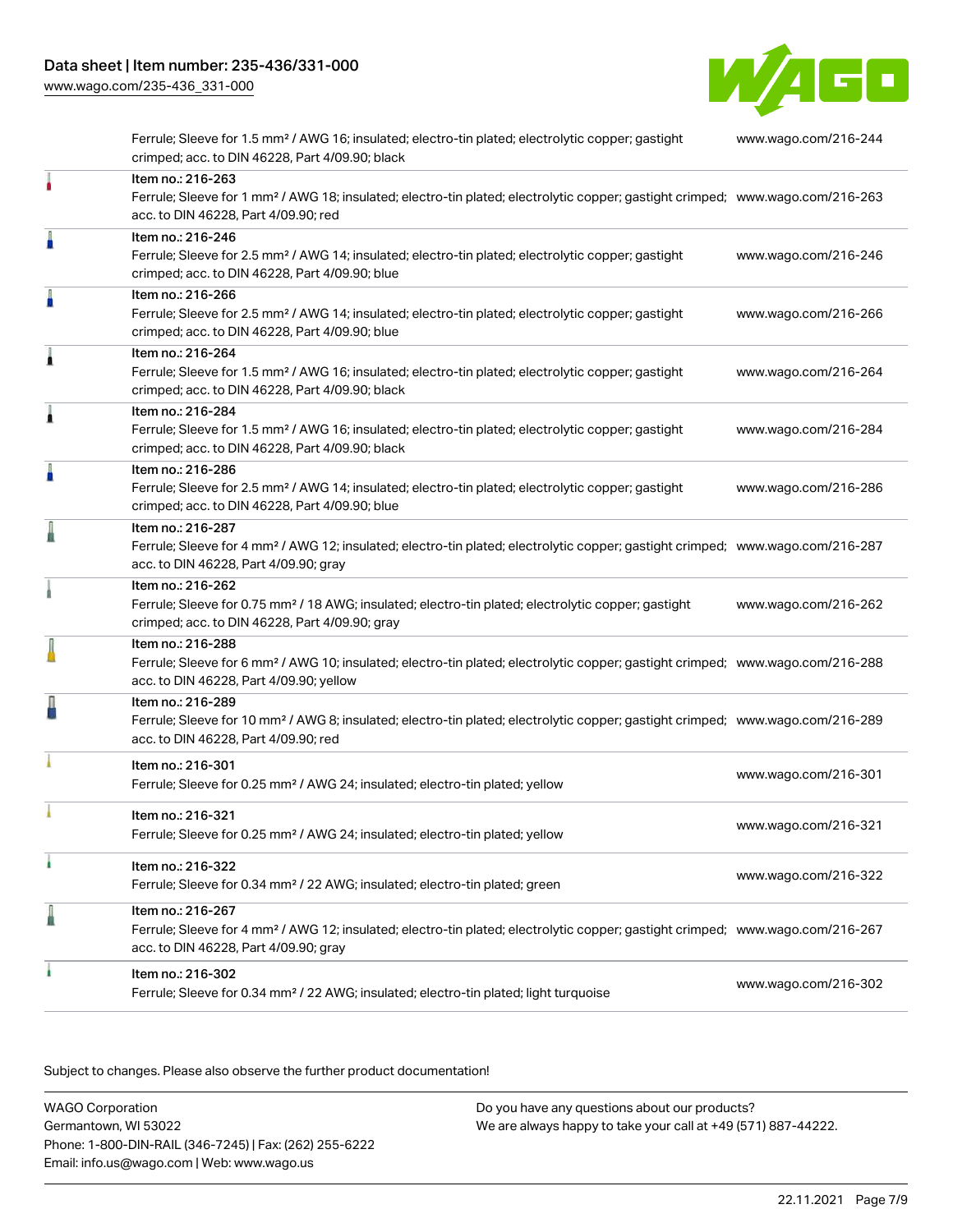| | | |
|---|---|---|
| | Ferrule; Sleeve for 1.5 mm² / AWG 16; insulated; electro-tin plated; electrolytic copper; gastight crimped; acc. to DIN 46228, Part 4/09.90; black | www.wago.com/216-244 |
| | Item no.: 216-263<br>Ferrule; Sleeve for 1 mm² / AWG 18; insulated; electro-tin plated; electrolytic copper; gastight crimped; acc. to DIN 46228, Part 4/09.90; red | www.wago.com/216-263 |
| | Item no.: 216-246<br>Ferrule; Sleeve for 2.5 mm² / AWG 14; insulated; electro-tin plated; electrolytic copper; gastight crimped; acc. to DIN 46228, Part 4/09.90; blue | www.wago.com/216-246 |
| | Item no.: 216-266<br>Ferrule; Sleeve for 2.5 mm² / AWG 14; insulated; electro-tin plated; electrolytic copper; gastight crimped; acc. to DIN 46228, Part 4/09.90; blue | www.wago.com/216-266 |
| | Item no.: 216-264<br>Ferrule; Sleeve for 1.5 mm² / AWG 16; insulated; electro-tin plated; electrolytic copper; gastight crimped; acc. to DIN 46228, Part 4/09.90; black | www.wago.com/216-264 |
| | Item no.: 216-284<br>Ferrule; Sleeve for 1.5 mm² / AWG 16; insulated; electro-tin plated; electrolytic copper; gastight crimped; acc. to DIN 46228, Part 4/09.90; black | www.wago.com/216-284 |
| | Item no.: 216-286<br>Ferrule; Sleeve for 2.5 mm² / AWG 14; insulated; electro-tin plated; electrolytic copper; gastight crimped; acc. to DIN 46228, Part 4/09.90; blue | www.wago.com/216-286 |
| | Item no.: 216-287<br>Ferrule; Sleeve for 4 mm² / AWG 12; insulated; electro-tin plated; electrolytic copper; gastight crimped; acc. to DIN 46228, Part 4/09.90; gray | www.wago.com/216-287 |
| | Item no.: 216-262<br>Ferrule; Sleeve for 0.75 mm² / 18 AWG; insulated; electro-tin plated; electrolytic copper; gastight crimped; acc. to DIN 46228, Part 4/09.90; gray | www.wago.com/216-262 |
| | Item no.: 216-288<br>Ferrule; Sleeve for 6 mm² / AWG 10; insulated; electro-tin plated; electrolytic copper; gastight crimped; acc. to DIN 46228, Part 4/09.90; yellow | www.wago.com/216-288 |
| | Item no.: 216-289<br>Ferrule; Sleeve for 10 mm² / AWG 8; insulated; electro-tin plated; electrolytic copper; gastight crimped; acc. to DIN 46228, Part 4/09.90; red | www.wago.com/216-289 |
| | Item no.: 216-301<br>Ferrule; Sleeve for 0.25 mm² / AWG 24; insulated; electro-tin plated; yellow | www.wago.com/216-301 |
| | Item no.: 216-321<br>Ferrule; Sleeve for 0.25 mm² / AWG 24; insulated; electro-tin plated; yellow | www.wago.com/216-321 |
| | Item no.: 216-322<br>Ferrule; Sleeve for 0.34 mm² / 22 AWG; insulated; electro-tin plated; green | www.wago.com/216-322 |
| | Item no.: 216-267<br>Ferrule; Sleeve for 4 mm² / AWG 12; insulated; electro-tin plated; electrolytic copper; gastight crimped; acc. to DIN 46228, Part 4/09.90; gray | www.wago.com/216-267 |
| | Item no.: 216-302<br>Ferrule; Sleeve for 0.34 mm² / 22 AWG; insulated; electro-tin plated; light turquoise | www.wago.com/216-302 |

Subject to changes. Please also observe the further product documentation!

WAGO Corporation
Germantown, WI 53022
Phone: 1-800-DIN-RAIL (346-7245) | Fax: (262) 255-6222
Email: info.us@wago.com | Web: www.wago.us

Do you have any questions about our products?
We are always happy to take your call at +49 (571) 887-44222.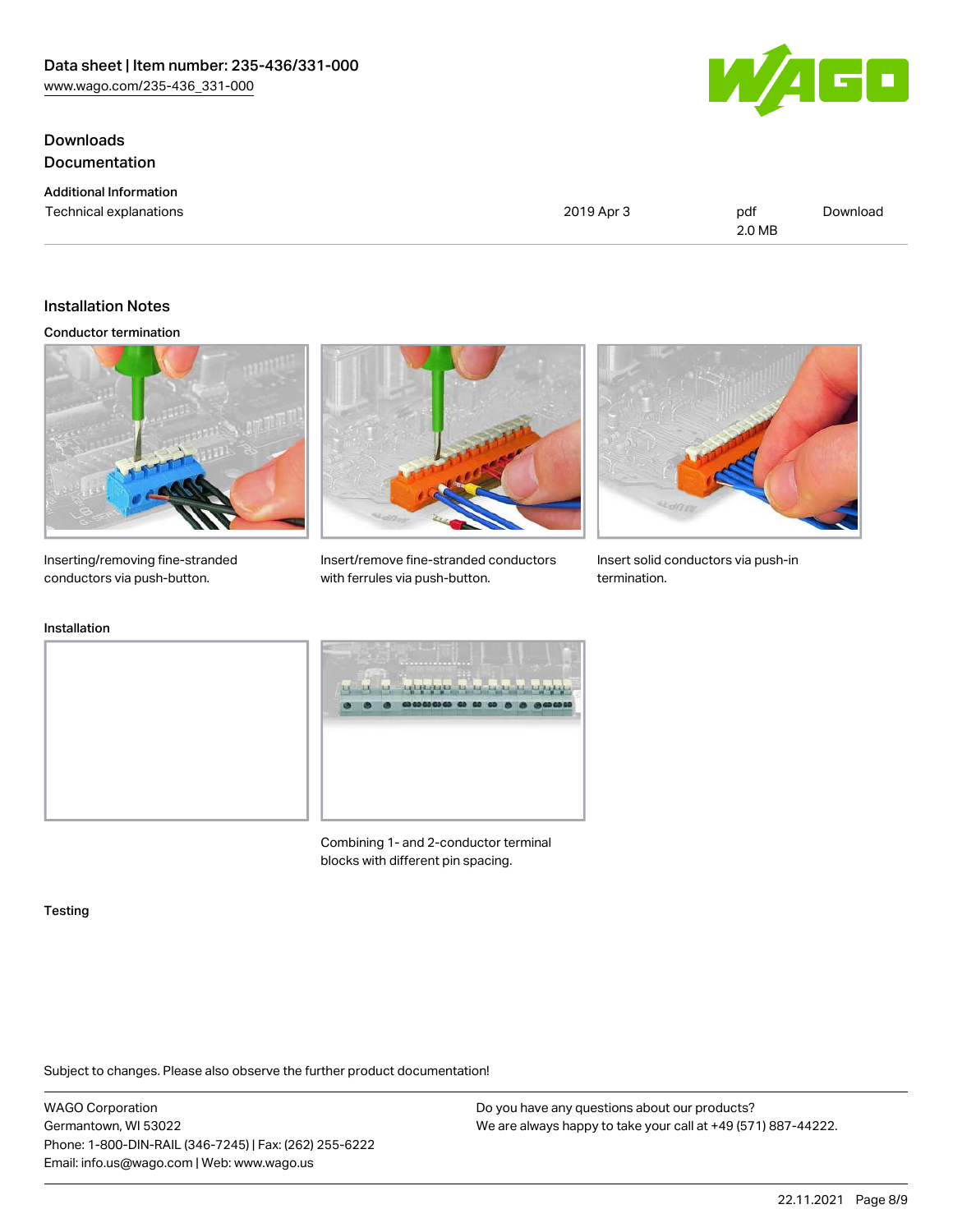## Downloads

## Documentation

### Additional Information

| | | | |
|---|---|---|---|
| Technical explanations | 2019 Apr 3 | pdf 2.0 MB | Download |

## Installation Notes

### Conductor termination

Inserting/removing fine-stranded conductors via push-button.

Insert/remove fine-stranded conductors with ferrules via push-button.

Insert solid conductors via push-in termination.

### Installation

Combining 1- and 2-conductor terminal blocks with different pin spacing.

### Testing

Subject to changes. Please also observe the further product documentation!

WAGO Corporation
Germantown, WI 53022
Phone: 1-800-DIN-RAIL (346-7245) | Fax: (262) 255-6222
Email: info.us@wago.com | Web: www.wago.us

Do you have any questions about our products?
We are always happy to take your call at +49 (571) 887-44222.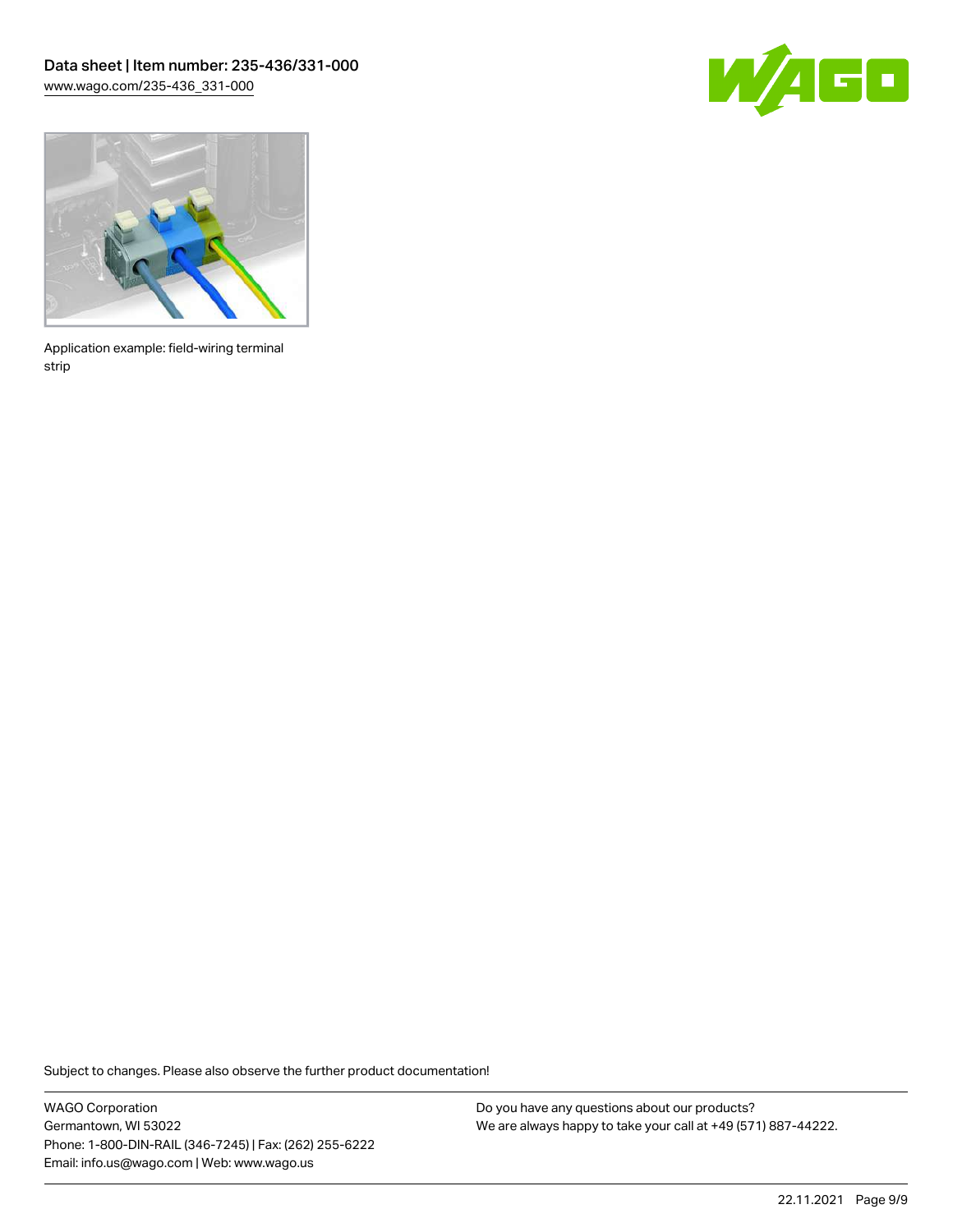Application example: field-wiring terminal strip

Subject to changes. Please also observe the further product documentation!

WAGO Corporation
Germantown, WI 53022
Phone: 1-800-DIN-RAIL (346-7245) | Fax: (262) 255-6222
Email: info.us@wago.com | Web: www.wago.us

Do you have any questions about our products?
We are always happy to take your call at +49 (571) 887-44222.